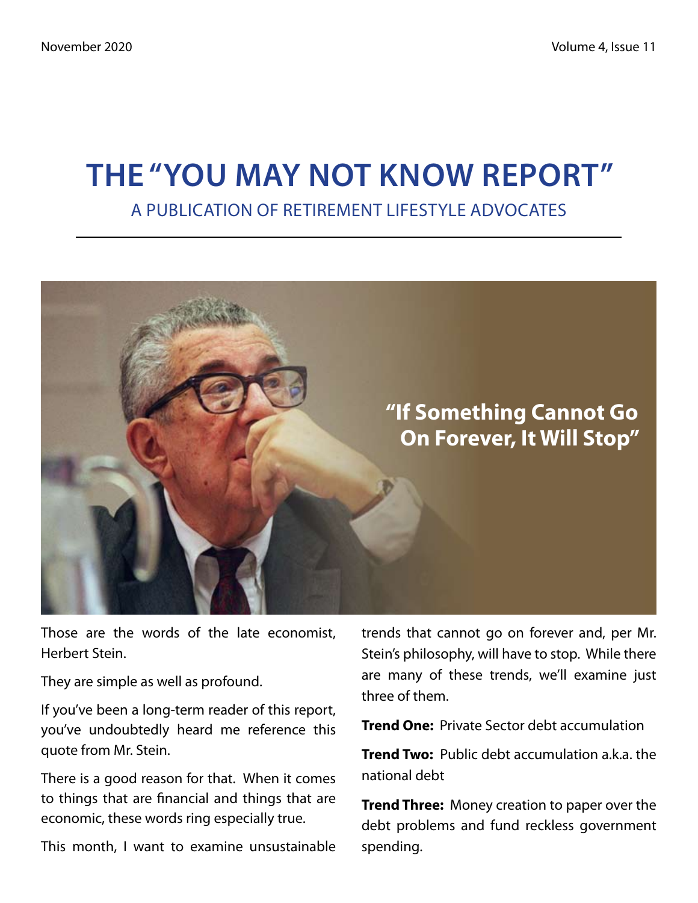# THE "YOU MAY NOT KNOW REPORT"

A PUBLICATION OF RETIREMENT LIFESTYLE ADVOCATES

**"If Something Cannot Go On Forever, It Will Stop"**

Those are the words of the late economist, Herbert Stein.

They are simple as well as profound.

If you've been a long-term reader of this report, you've undoubtedly heard me reference this quote from Mr. Stein.

There is a good reason for that. When it comes to things that are financial and things that are economic, these words ring especially true.

This month, I want to examine unsustainable trends that cannot go on forever and, per Mr. Stein's philosophy, will have to stop. While there are many of these trends, we'll examine just three of them.

**Trend One:** Private Sector debt accumulation

**Trend Two:** Public debt accumulation a.k.a. the national debt

**Trend Three:** Money creation to paper over the debt problems and fund reckless government spending.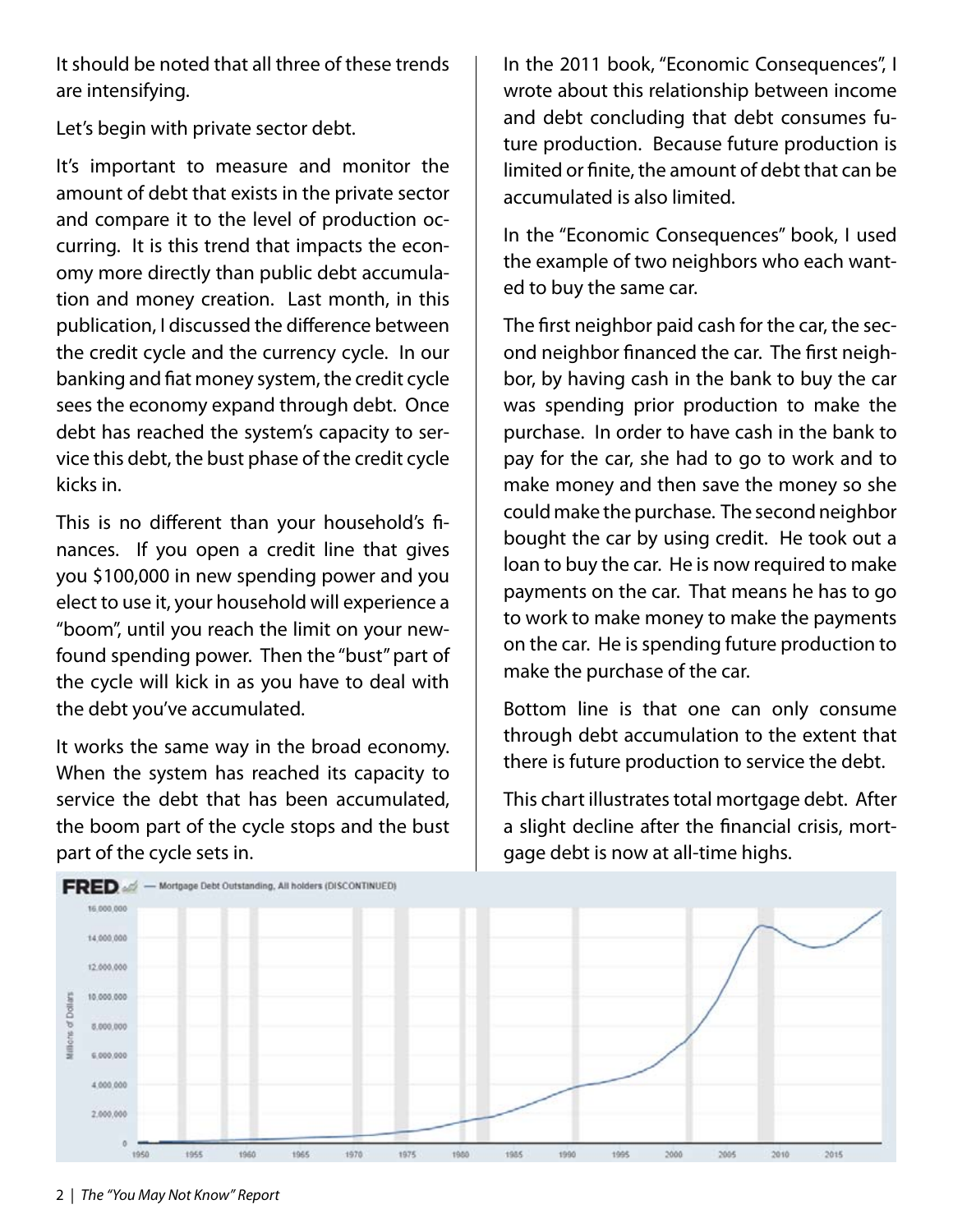It should be noted that all three of these trends are intensifying.

Let's begin with private sector debt.

It's important to measure and monitor the amount of debt that exists in the private sector and compare it to the level of production occurring. It is this trend that impacts the economy more directly than public debt accumulation and money creation. Last month, in this publication, I discussed the difference between the credit cycle and the currency cycle. In our banking and fiat money system, the credit cycle sees the economy expand through debt. Once debt has reached the system's capacity to service this debt, the bust phase of the credit cycle kicks in.

This is no different than your household's finances. If you open a credit line that gives you $100,000 in new spending power and you elect to use it, your household will experience a "boom", until you reach the limit on your newfound spending power. Then the "bust" part of the cycle will kick in as you have to deal with the debt you've accumulated.

It works the same way in the broad economy. When the system has reached its capacity to service the debt that has been accumulated, the boom part of the cycle stops and the bust part of the cycle sets in.

In the 2011 book, "Economic Consequences", I wrote about this relationship between income and debt concluding that debt consumes future production. Because future production is limited or finite, the amount of debt that can be accumulated is also limited.

In the "Economic Consequences" book, I used the example of two neighbors who each wanted to buy the same car.

The first neighbor paid cash for the car, the second neighbor financed the car. The first neighbor, by having cash in the bank to buy the car was spending prior production to make the purchase. In order to have cash in the bank to pay for the car, she had to go to work and to make money and then save the money so she could make the purchase. The second neighbor bought the car by using credit. He took out a loan to buy the car. He is now required to make payments on the car. That means he has to go to work to make money to make the payments on the car. He is spending future production to make the purchase of the car.

Bottom line is that one can only consume through debt accumulation to the extent that there is future production to service the debt.

This chart illustrates total mortgage debt. After a slight decline after the financial crisis, mortgage debt is now at all-time highs.

FRED — Mortgage Debt Outstanding, All holders (DISCONTINUED)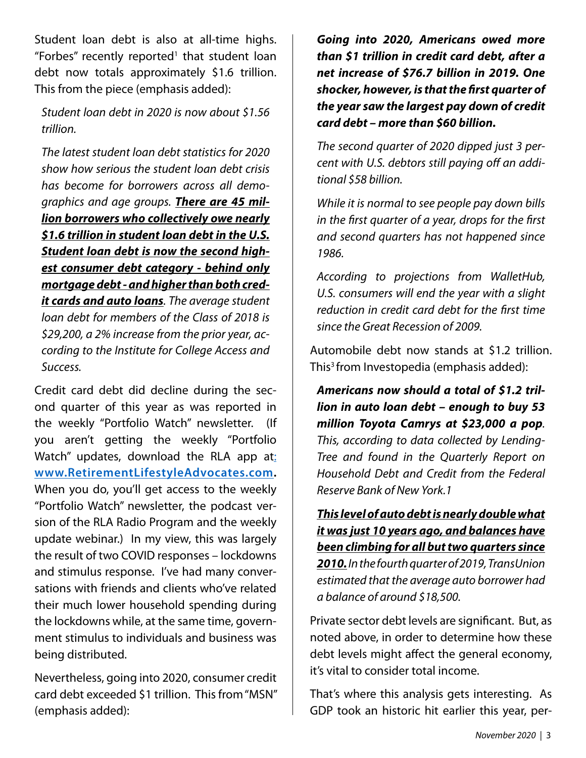Student loan debt is also at all-time highs. "Forbes" recently reported[1] that student loan debt now totals approximately $1.6 trillion. This from the piece (emphasis added):

> *Student loan debt in 2020 is now about $1.56 trillion.*
>
> *The latest student loan debt statistics for 2020 show how serious the student loan debt crisis has become for borrowers across all demographics and age groups.* ***<u>There are 45 million borrowers who collectively owe nearly $1.6 trillion in student loan debt in the U.S. Student loan debt is now the second highest consumer debt category - behind only mortgage debt - and higher than both credit cards and auto loans</u>****. The average student loan debt for members of the Class of 2018 is $29,200, a 2% increase from the prior year, according to the Institute for College Access and Success.*

Credit card debt did decline during the second quarter of this year as was reported in the weekly "Portfolio Watch" newsletter. (If you aren't getting the weekly "Portfolio Watch" updates, download the RLA app at: **www.RetirementLifestyleAdvocates.com.** When you do, you'll get access to the weekly "Portfolio Watch" newsletter, the podcast version of the RLA Radio Program and the weekly update webinar.) In my view, this was largely the result of two COVID responses – lockdowns and stimulus response. I've had many conversations with friends and clients who've related their much lower household spending during the lockdowns while, at the same time, government stimulus to individuals and business was being distributed.

Nevertheless, going into 2020, consumer credit card debt exceeded $1 trillion. This from "MSN" (emphasis added):

> ***Going into 2020, Americans owed more than $1 trillion in credit card debt, after a net increase of $76.7 billion in 2019. One shocker, however, is that the first quarter of the year saw the largest pay down of credit card debt – more than $60 billion.***
>
> *The second quarter of 2020 dipped just 3 percent with U.S. debtors still paying off an additional $58 billion.*
>
> *While it is normal to see people pay down bills in the first quarter of a year, drops for the first and second quarters has not happened since 1986.*
>
> *According to projections from WalletHub, U.S. consumers will end the year with a slight reduction in credit card debt for the first time since the Great Recession of 2009.*

Automobile debt now stands at $1.2 trillion. This[3] from Investopedia (emphasis added):

> ***Americans now should a total of $1.2 trillion in auto loan debt – enough to buy 53 million Toyota Camrys at $23,000 a pop****. This, according to data collected by LendingTree and found in the Quarterly Report on Household Debt and Credit from the Federal Reserve Bank of New York.1*
>
> ***<u>This level of auto debt is nearly double what it was just 10 years ago, and balances have been climbing for all but two quarters since 2010.</u>*** *In the fourth quarter of 2019, TransUnion estimated that the average auto borrower had a balance of around $18,500.*

Private sector debt levels are significant. But, as noted above, in order to determine how these debt levels might affect the general economy, it's vital to consider total income.

That's where this analysis gets interesting. As GDP took an historic hit earlier this year, per-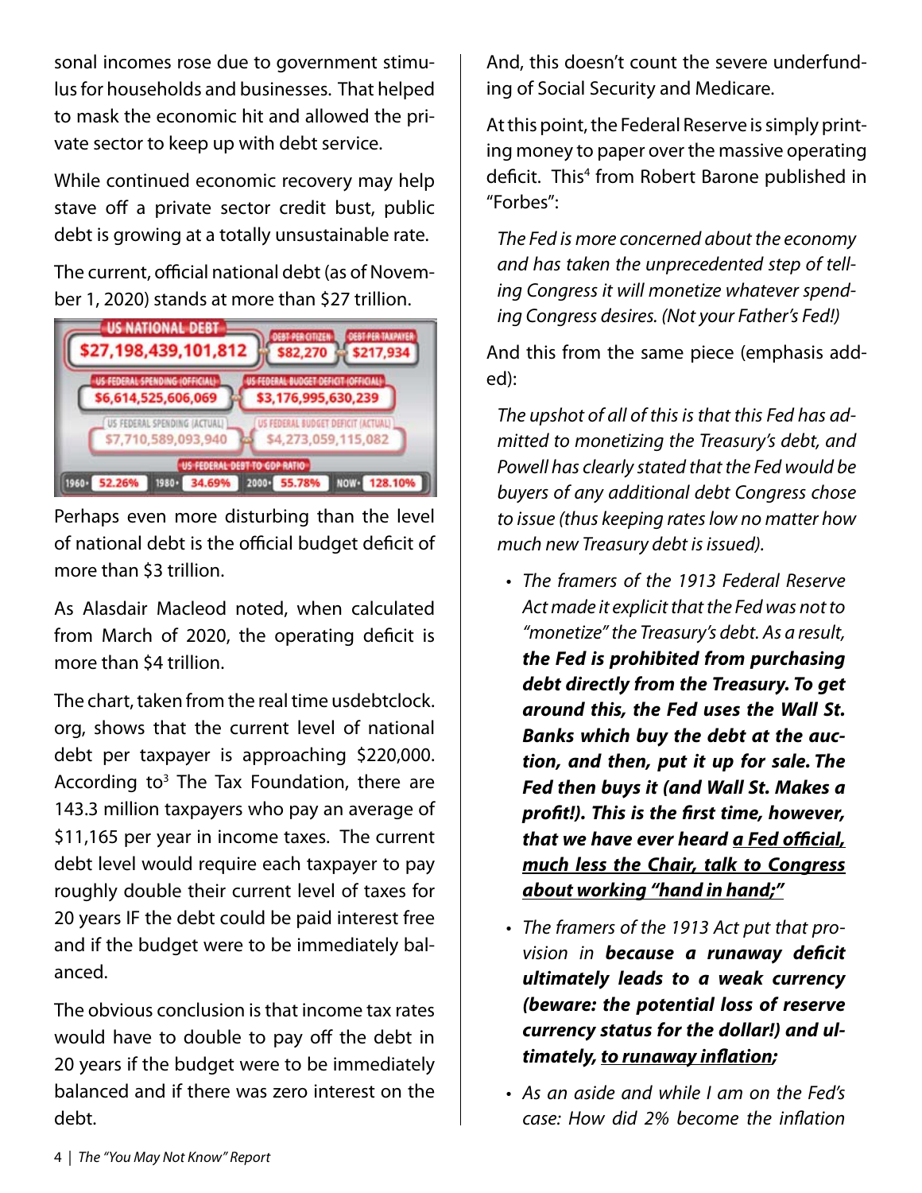sonal incomes rose due to government stimulus for households and businesses. That helped to mask the economic hit and allowed the private sector to keep up with debt service.

While continued economic recovery may help stave off a private sector credit bust, public debt is growing at a totally unsustainable rate.

The current, official national debt (as of November 1, 2020) stands at more than $27 trillion.

| US NATIONAL DEBT | DEBT PER CITIZEN | DEBT PER TAXPAYER |
|---|---|---|
| $27,198,439,101,812 | $82,270 | $217,934 |

| US FEDERAL SPENDING (OFFICIAL) | US FEDERAL BUDGET DEFICIT (OFFICIAL) |
|---|---|
| $6,614,525,606,069 | $3,176,995,630,239 |
| **US FEDERAL SPENDING (ACTUAL)** | **US FEDERAL BUDGET DEFICIT (ACTUAL)** |
| $7,710,589,093,940 | $4,273,059,115,082 |

| US FEDERAL DEBT TO GDP RATIO | | | |
|---|---|---|---|
| 1960: 52.26% | 1980: 34.69% | 2000: 55.78% | NOW: 128.10% |

Perhaps even more disturbing than the level of national debt is the official budget deficit of more than $3 trillion.

As Alasdair Macleod noted, when calculated from March of 2020, the operating deficit is more than $4 trillion.

The chart, taken from the real time usdebtclock.org, shows that the current level of national debt per taxpayer is approaching $220,000. According to[3] The Tax Foundation, there are 143.3 million taxpayers who pay an average of $11,165 per year in income taxes. The current debt level would require each taxpayer to pay roughly double their current level of taxes for 20 years IF the debt could be paid interest free and if the budget were to be immediately balanced.

The obvious conclusion is that income tax rates would have to double to pay off the debt in 20 years if the budget were to be immediately balanced and if there was zero interest on the debt.

And, this doesn't count the severe underfunding of Social Security and Medicare.

At this point, the Federal Reserve is simply printing money to paper over the massive operating deficit. This[4] from Robert Barone published in "Forbes":

> *The Fed is more concerned about the economy and has taken the unprecedented step of telling Congress it will monetize whatever spending Congress desires. (Not your Father's Fed!)*

And this from the same piece (emphasis added):

> *The upshot of all of this is that this Fed has admitted to monetizing the Treasury's debt, and Powell has clearly stated that the Fed would be buyers of any additional debt Congress chose to issue (thus keeping rates low no matter how much new Treasury debt is issued).*
>
> - *The framers of the 1913 Federal Reserve Act made it explicit that the Fed was not to "monetize" the Treasury's debt. As a result,* ***the Fed is prohibited from purchasing debt directly from the Treasury. To get around this, the Fed uses the Wall St. Banks which buy the debt at the auction, and then, put it up for sale. The Fed then buys it (and Wall St. Makes a profit!). This is the first time, however, that we have ever heard <u>a Fed official, much less the Chair, talk to Congress about working "hand in hand;"</u>***
> - *The framers of the 1913 Act put that provision in* ***because a runaway deficit ultimately leads to a weak currency (beware: the potential loss of reserve currency status for the dollar!) and ultimately, <u>to runaway inflation</u>;***
> - *As an aside and while I am on the Fed's case: How did 2% become the inflation*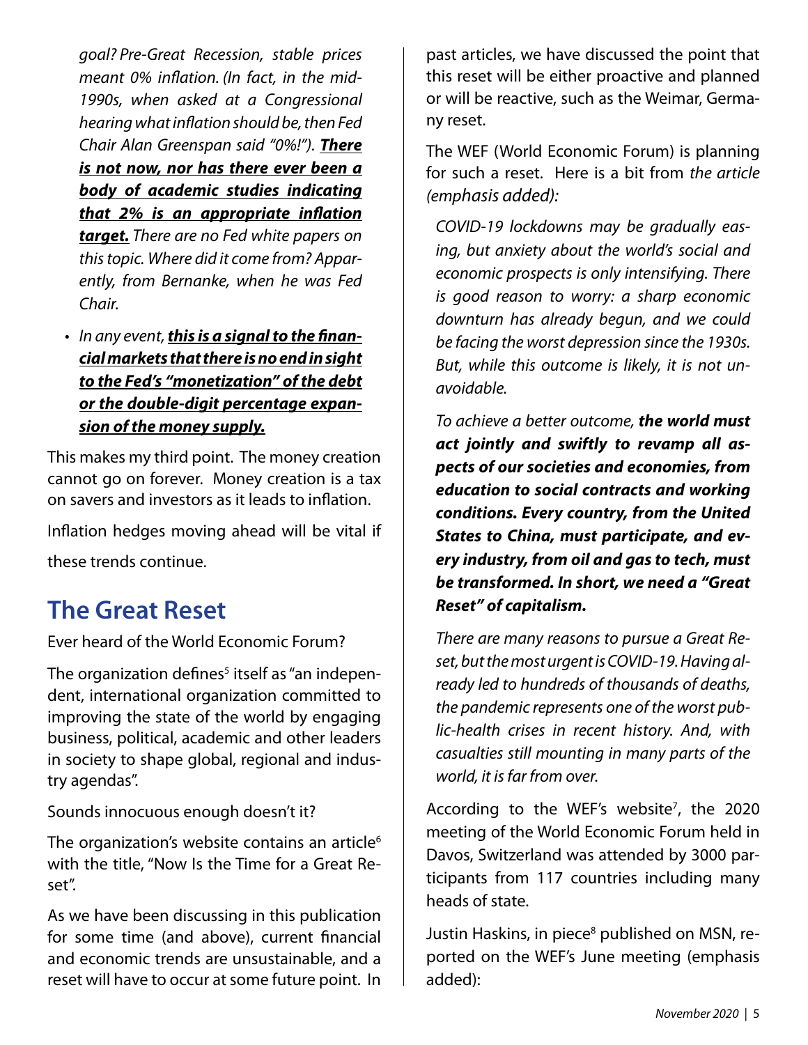*goal? Pre-Great Recession, stable prices meant 0% inflation. (In fact, in the mid-1990s, when asked at a Congressional hearing what inflation should be, then Fed Chair Alan Greenspan said "0%!").* ***<u>There is not now, nor has there ever been a body of academic studies indicating that 2% is an appropriate inflation target.</u>*** *There are no Fed white papers on this topic. Where did it come from? Apparently, from Bernanke, when he was Fed Chair.*

- *In any event,* ***<u>this is a signal to the financial markets that there is no end in sight to the Fed's "monetization" of the debt or the double-digit percentage expansion of the money supply.</u>***

This makes my third point. The money creation cannot go on forever. Money creation is a tax on savers and investors as it leads to inflation.

Inflation hedges moving ahead will be vital if these trends continue.

## The Great Reset

Ever heard of the World Economic Forum?

The organization defines[5] itself as "an independent, international organization committed to improving the state of the world by engaging business, political, academic and other leaders in society to shape global, regional and industry agendas".

Sounds innocuous enough doesn't it?

The organization's website contains an article[6] with the title, "Now Is the Time for a Great Reset".

As we have been discussing in this publication for some time (and above), current financial and economic trends are unsustainable, and a reset will have to occur at some future point. In past articles, we have discussed the point that this reset will be either proactive and planned or will be reactive, such as the Weimar, Germany reset.

The WEF (World Economic Forum) is planning for such a reset. Here is a bit from *the article (emphasis added):*

> *COVID-19 lockdowns may be gradually easing, but anxiety about the world's social and economic prospects is only intensifying. There is good reason to worry: a sharp economic downturn has already begun, and we could be facing the worst depression since the 1930s. But, while this outcome is likely, it is not unavoidable.*
>
> *To achieve a better outcome,* ***the world must act jointly and swiftly to revamp all aspects of our societies and economies, from education to social contracts and working conditions. Every country, from the United States to China, must participate, and every industry, from oil and gas to tech, must be transformed. In short, we need a "Great Reset" of capitalism.***
>
> *There are many reasons to pursue a Great Reset, but the most urgent is COVID-19. Having already led to hundreds of thousands of deaths, the pandemic represents one of the worst public-health crises in recent history. And, with casualties still mounting in many parts of the world, it is far from over.*

According to the WEF's website[7], the 2020 meeting of the World Economic Forum held in Davos, Switzerland was attended by 3000 participants from 117 countries including many heads of state.

Justin Haskins, in piece[8] published on MSN, reported on the WEF's June meeting (emphasis added):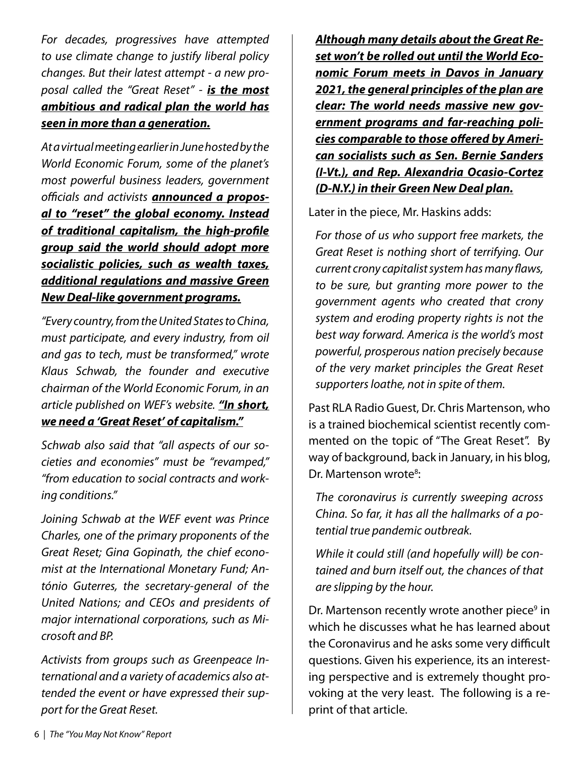*For decades, progressives have attempted to use climate change to justify liberal policy changes. But their latest attempt - a new proposal called the "Great Reset" - **is the most ambitious and radical plan the world has seen in more than a generation.***

*At a virtual meeting earlier in June hosted by the World Economic Forum, some of the planet's most powerful business leaders, government officials and activists **announced a proposal to "reset" the global economy. Instead of traditional capitalism, the high-profile group said the world should adopt more socialistic policies, such as wealth taxes, additional regulations and massive Green New Deal-like government programs.***

*"Every country, from the United States to China, must participate, and every industry, from oil and gas to tech, must be transformed," wrote Klaus Schwab, the founder and executive chairman of the World Economic Forum, in an article published on WEF's website. **"In short, we need a 'Great Reset' of capitalism."***

*Schwab also said that "all aspects of our societies and economies" must be "revamped," "from education to social contracts and working conditions."*

*Joining Schwab at the WEF event was Prince Charles, one of the primary proponents of the Great Reset; Gina Gopinath, the chief economist at the International Monetary Fund; António Guterres, the secretary-general of the United Nations; and CEOs and presidents of major international corporations, such as Microsoft and BP.*

*Activists from groups such as Greenpeace International and a variety of academics also attended the event or have expressed their support for the Great Reset.*

***Although many details about the Great Reset won't be rolled out until the World Economic Forum meets in Davos in January 2021, the general principles of the plan are clear: The world needs massive new government programs and far-reaching policies comparable to those offered by American socialists such as Sen. Bernie Sanders (I-Vt.), and Rep. Alexandria Ocasio-Cortez (D-N.Y.) in their Green New Deal plan.***

Later in the piece, Mr. Haskins adds:

*For those of us who support free markets, the Great Reset is nothing short of terrifying. Our current crony capitalist system has many flaws, to be sure, but granting more power to the government agents who created that crony system and eroding property rights is not the best way forward. America is the world's most powerful, prosperous nation precisely because of the very market principles the Great Reset supporters loathe, not in spite of them.*

Past RLA Radio Guest, Dr. Chris Martenson, who is a trained biochemical scientist recently commented on the topic of "The Great Reset". By way of background, back in January, in his blog, Dr. Martenson wrote[8]:

*The coronavirus is currently sweeping across China. So far, it has all the hallmarks of a potential true pandemic outbreak.*

*While it could still (and hopefully will) be contained and burn itself out, the chances of that are slipping by the hour.*

Dr. Martenson recently wrote another piece[9] in which he discusses what he has learned about the Coronavirus and he asks some very difficult questions. Given his experience, its an interesting perspective and is extremely thought provoking at the very least. The following is a reprint of that article.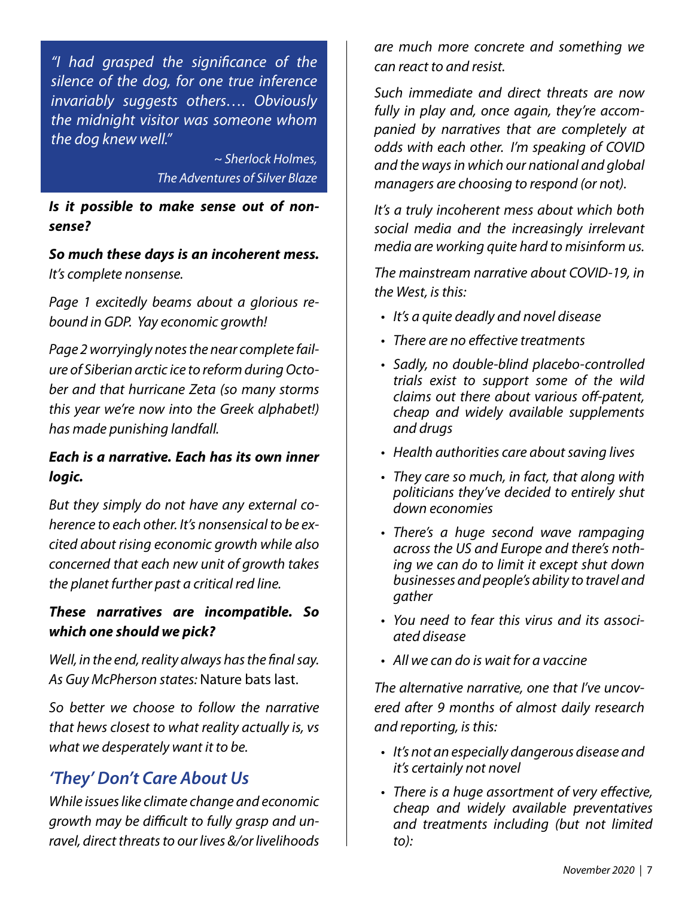> *"I had grasped the significance of the silence of the dog, for one true inference invariably suggests others…. Obviously the midnight visitor was someone whom the dog knew well."*
>
> *~ Sherlock Holmes, The Adventures of Silver Blaze*

***Is it possible to make sense out of non-sense?***

***So much these days is an incoherent mess.*** *It's complete nonsense.*

*Page 1 excitedly beams about a glorious rebound in GDP. Yay economic growth!*

*Page 2 worryingly notes the near complete failure of Siberian arctic ice to reform during October and that hurricane Zeta (so many storms this year we're now into the Greek alphabet!) has made punishing landfall.*

***Each is a narrative. Each has its own inner logic.***

*But they simply do not have any external coherence to each other. It's nonsensical to be excited about rising economic growth while also concerned that each new unit of growth takes the planet further past a critical red line.*

***These narratives are incompatible. So which one should we pick?***

*Well, in the end, reality always has the final say. As Guy McPherson states:* Nature bats last.

*So better we choose to follow the narrative that hews closest to what reality actually is, vs what we desperately want it to be.*

## *'They' Don't Care About Us*

*While issues like climate change and economic growth may be difficult to fully grasp and unravel, direct threats to our lives &/or livelihoods are much more concrete and something we can react to and resist.*

*Such immediate and direct threats are now fully in play and, once again, they're accompanied by narratives that are completely at odds with each other. I'm speaking of COVID and the ways in which our national and global managers are choosing to respond (or not).*

*It's a truly incoherent mess about which both social media and the increasingly irrelevant media are working quite hard to misinform us.*

*The mainstream narrative about COVID-19, in the West, is this:*

- *It's a quite deadly and novel disease*
- *There are no effective treatments*
- *Sadly, no double-blind placebo-controlled trials exist to support some of the wild claims out there about various off-patent, cheap and widely available supplements and drugs*
- *Health authorities care about saving lives*
- *They care so much, in fact, that along with politicians they've decided to entirely shut down economies*
- *There's a huge second wave rampaging across the US and Europe and there's nothing we can do to limit it except shut down businesses and people's ability to travel and gather*
- *You need to fear this virus and its associated disease*
- *All we can do is wait for a vaccine*

*The alternative narrative, one that I've uncovered after 9 months of almost daily research and reporting, is this:*

- *It's not an especially dangerous disease and it's certainly not novel*
- *There is a huge assortment of very effective, cheap and widely available preventatives and treatments including (but not limited to):*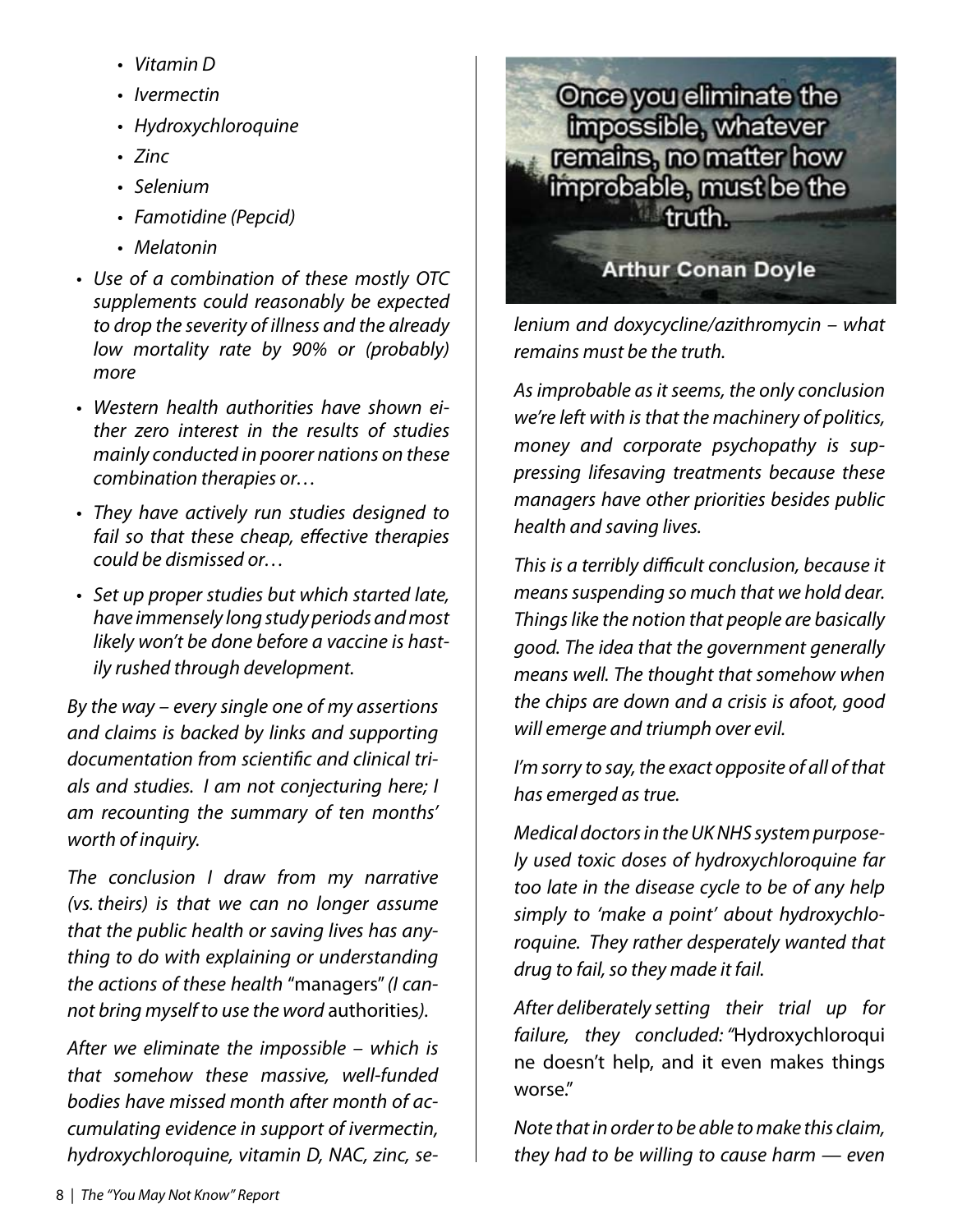- *Vitamin D*
- *Ivermectin*
- *Hydroxychloroquine*
- *Zinc*
- *Selenium*
- *Famotidine (Pepcid)*
- *Melatonin*

- *Use of a combination of these mostly OTC supplements could reasonably be expected to drop the severity of illness and the already low mortality rate by 90% or (probably) more*
- *Western health authorities have shown either zero interest in the results of studies mainly conducted in poorer nations on these combination therapies or…*
- *They have actively run studies designed to fail so that these cheap, effective therapies could be dismissed or…*
- *Set up proper studies but which started late, have immensely long study periods and most likely won't be done before a vaccine is hastily rushed through development.*

*By the way – every single one of my assertions and claims is backed by links and supporting documentation from scientific and clinical trials and studies. I am not conjecturing here; I am recounting the summary of ten months' worth of inquiry.*

*The conclusion I draw from my narrative (vs. theirs) is that we can no longer assume that the public health or saving lives has anything to do with explaining or understanding the actions of these health* "managers" *(I cannot bring myself to use the word* authorities*).*

*After we eliminate the impossible – which is that somehow these massive, well-funded bodies have missed month after month of accumulating evidence in support of ivermectin, hydroxychloroquine, vitamin D, NAC, zinc, selenium and doxycycline/azithromycin – what remains must be the truth.*

Once you eliminate the impossible, whatever remains, no matter how improbable, must be the truth.

Arthur Conan Doyle

*As improbable as it seems, the only conclusion we're left with is that the machinery of politics, money and corporate psychopathy is suppressing lifesaving treatments because these managers have other priorities besides public health and saving lives.*

*This is a terribly difficult conclusion, because it means suspending so much that we hold dear. Things like the notion that people are basically good. The idea that the government generally means well. The thought that somehow when the chips are down and a crisis is afoot, good will emerge and triumph over evil.*

*I'm sorry to say, the exact opposite of all of that has emerged as true.*

*Medical doctors in the UK NHS system purposely used toxic doses of hydroxychloroquine far too late in the disease cycle to be of any help simply to 'make a point' about hydroxychloroquine. They rather desperately wanted that drug to fail, so they made it fail.*

*After deliberately setting their trial up for failure, they concluded: "*Hydroxychloroquine doesn't help, and it even makes things worse."

*Note that in order to be able to make this claim, they had to be willing to cause harm — even*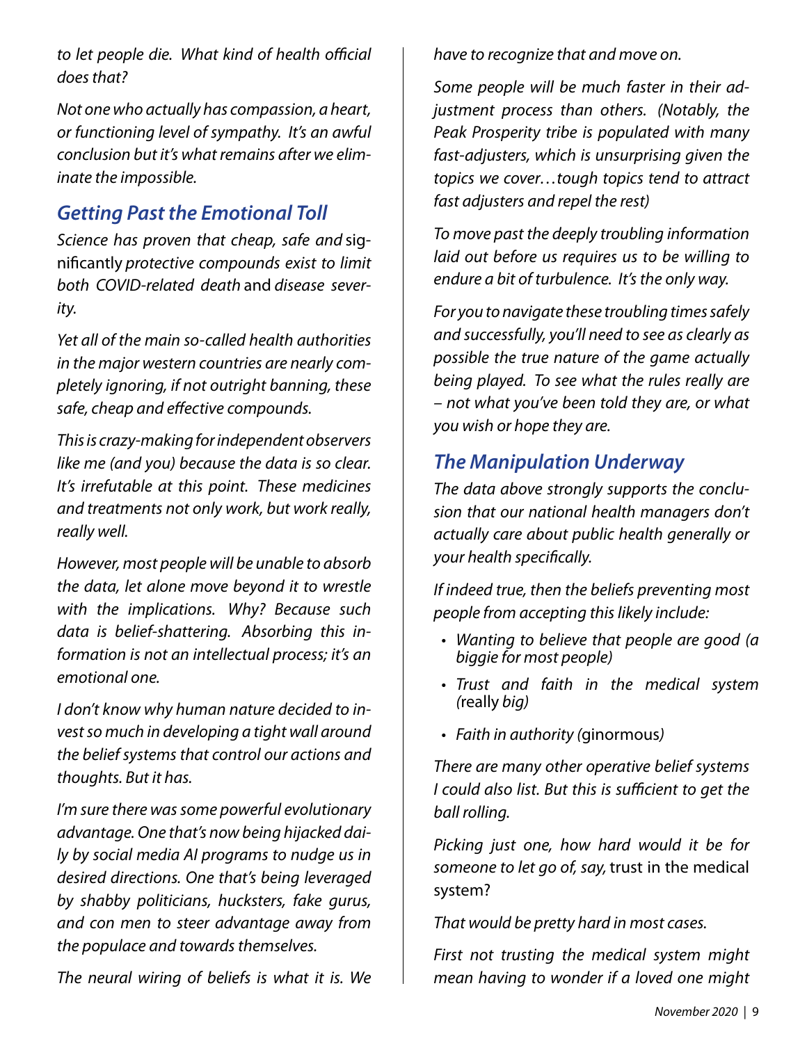*to let people die. What kind of health official does that?*

*Not one who actually has compassion, a heart, or functioning level of sympathy. It's an awful conclusion but it's what remains after we eliminate the impossible.*

## Getting Past the Emotional Toll

*Science has proven that cheap, safe and* significantly *protective compounds exist to limit both COVID-related death* and *disease severity.*

*Yet all of the main so-called health authorities in the major western countries are nearly completely ignoring, if not outright banning, these safe, cheap and effective compounds.*

*This is crazy-making for independent observers like me (and you) because the data is so clear. It's irrefutable at this point. These medicines and treatments not only work, but work really, really well.*

*However, most people will be unable to absorb the data, let alone move beyond it to wrestle with the implications. Why? Because such data is belief-shattering. Absorbing this information is not an intellectual process; it's an emotional one.*

*I don't know why human nature decided to invest so much in developing a tight wall around the belief systems that control our actions and thoughts. But it has.*

*I'm sure there was some powerful evolutionary advantage. One that's now being hijacked daily by social media AI programs to nudge us in desired directions. One that's being leveraged by shabby politicians, hucksters, fake gurus, and con men to steer advantage away from the populace and towards themselves.*

*The neural wiring of beliefs is what it is. We have to recognize that and move on.*

*Some people will be much faster in their adjustment process than others. (Notably, the Peak Prosperity tribe is populated with many fast-adjusters, which is unsurprising given the topics we cover…tough topics tend to attract fast adjusters and repel the rest)*

*To move past the deeply troubling information laid out before us requires us to be willing to endure a bit of turbulence. It's the only way.*

*For you to navigate these troubling times safely and successfully, you'll need to see as clearly as possible the true nature of the game actually being played. To see what the rules really are – not what you've been told they are, or what you wish or hope they are.*

## The Manipulation Underway

*The data above strongly supports the conclusion that our national health managers don't actually care about public health generally or your health specifically.*

*If indeed true, then the beliefs preventing most people from accepting this likely include:*

- *Wanting to believe that people are good (a biggie for most people)*
- *Trust and faith in the medical system (*really *big)*
- *Faith in authority (*ginormous*)*

*There are many other operative belief systems I could also list. But this is sufficient to get the ball rolling.*

*Picking just one, how hard would it be for someone to let go of, say,* trust in the medical system?

*That would be pretty hard in most cases.*

*First not trusting the medical system might mean having to wonder if a loved one might*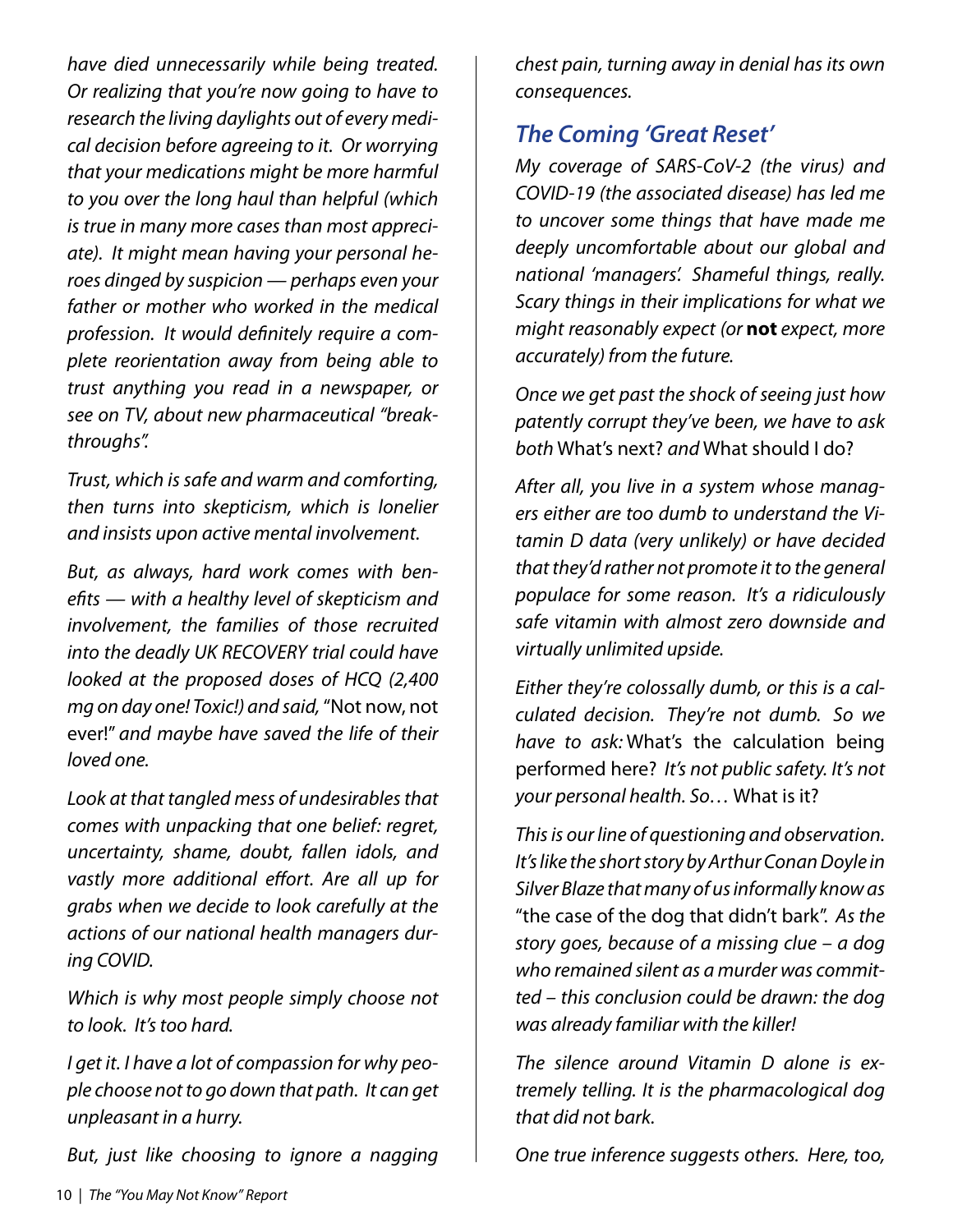*have died unnecessarily while being treated. Or realizing that you're now going to have to research the living daylights out of every medical decision before agreeing to it. Or worrying that your medications might be more harmful to you over the long haul than helpful (which is true in many more cases than most appreciate). It might mean having your personal heroes dinged by suspicion — perhaps even your father or mother who worked in the medical profession. It would definitely require a complete reorientation away from being able to trust anything you read in a newspaper, or see on TV, about new pharmaceutical "breakthroughs".*

*Trust, which is safe and warm and comforting, then turns into skepticism, which is lonelier and insists upon active mental involvement.*

*But, as always, hard work comes with benefits — with a healthy level of skepticism and involvement, the families of those recruited into the deadly UK RECOVERY trial could have looked at the proposed doses of HCQ (2,400 mg on day one! Toxic!) and said,* "Not now, not ever!" *and maybe have saved the life of their loved one.*

*Look at that tangled mess of undesirables that comes with unpacking that one belief: regret, uncertainty, shame, doubt, fallen idols, and vastly more additional effort. Are all up for grabs when we decide to look carefully at the actions of our national health managers during COVID.*

*Which is why most people simply choose not to look. It's too hard.*

*I get it. I have a lot of compassion for why people choose not to go down that path. It can get unpleasant in a hurry.*

*But, just like choosing to ignore a nagging chest pain, turning away in denial has its own consequences.*

## The Coming 'Great Reset'

*My coverage of SARS-CoV-2 (the virus) and COVID-19 (the associated disease) has led me to uncover some things that have made me deeply uncomfortable about our global and national 'managers'. Shameful things, really. Scary things in their implications for what we might reasonably expect (or* **not** *expect, more accurately) from the future.*

*Once we get past the shock of seeing just how patently corrupt they've been, we have to ask both* What's next? *and* What should I do?

*After all, you live in a system whose managers either are too dumb to understand the Vitamin D data (very unlikely) or have decided that they'd rather not promote it to the general populace for some reason. It's a ridiculously safe vitamin with almost zero downside and virtually unlimited upside.*

*Either they're colossally dumb, or this is a calculated decision. They're not dumb. So we have to ask:* What's the calculation being performed here? *It's not public safety. It's not your personal health. So…* What is it?

*This is our line of questioning and observation. It's like the short story by Arthur Conan Doyle in Silver Blaze that many of us informally know as* "the case of the dog that didn't bark". *As the story goes, because of a missing clue – a dog who remained silent as a murder was committed – this conclusion could be drawn: the dog was already familiar with the killer!*

*The silence around Vitamin D alone is extremely telling. It is the pharmacological dog that did not bark.*

*One true inference suggests others. Here, too,*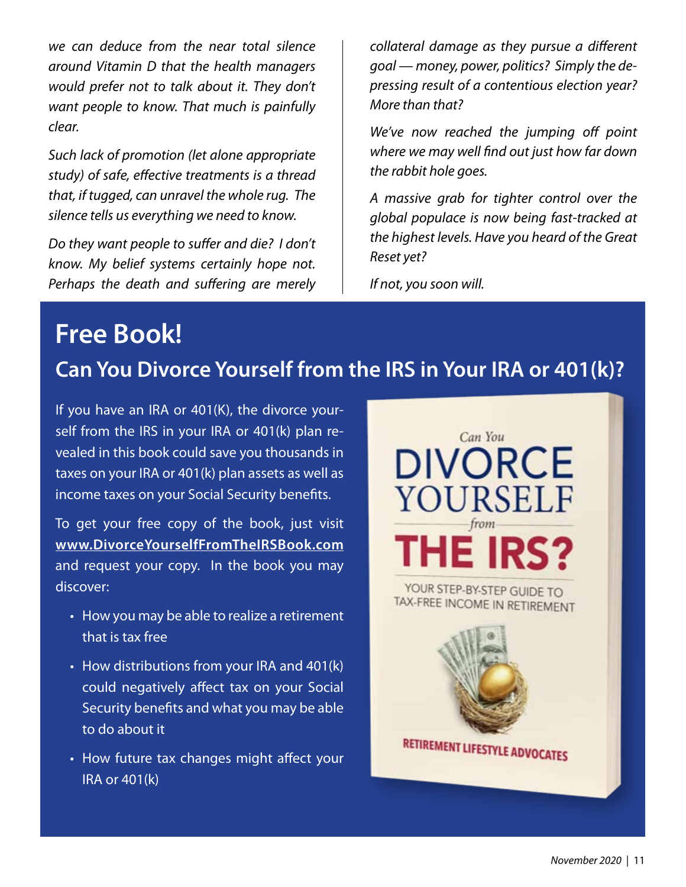*we can deduce from the near total silence around Vitamin D that the health managers would prefer not to talk about it. They don't want people to know. That much is painfully clear.*

*Such lack of promotion (let alone appropriate study) of safe, effective treatments is a thread that, if tugged, can unravel the whole rug. The silence tells us everything we need to know.*

*Do they want people to suffer and die? I don't know. My belief systems certainly hope not. Perhaps the death and suffering are merely collateral damage as they pursue a different goal — money, power, politics? Simply the depressing result of a contentious election year? More than that?*

*We've now reached the jumping off point where we may well find out just how far down the rabbit hole goes.*

*A massive grab for tighter control over the global populace is now being fast-tracked at the highest levels. Have you heard of the Great Reset yet?*

*If not, you soon will.*

# Free Book!

## Can You Divorce Yourself from the IRS in Your IRA or 401(k)?

If you have an IRA or 401(K), the divorce yourself from the IRS in your IRA or 401(k) plan revealed in this book could save you thousands in taxes on your IRA or 401(k) plan assets as well as income taxes on your Social Security benefits.

To get your free copy of the book, just visit **www.DivorceYourselfFromTheIRSBook.com** and request your copy. In the book you may discover:

- How you may be able to realize a retirement that is tax free
- How distributions from your IRA and 401(k) could negatively affect tax on your Social Security benefits and what you may be able to do about it
- How future tax changes might affect your IRA or 401(k)

Can You DIVORCE YOURSELF from THE IRS?

YOUR STEP-BY-STEP GUIDE TO TAX-FREE INCOME IN RETIREMENT

RETIREMENT LIFESTYLE ADVOCATES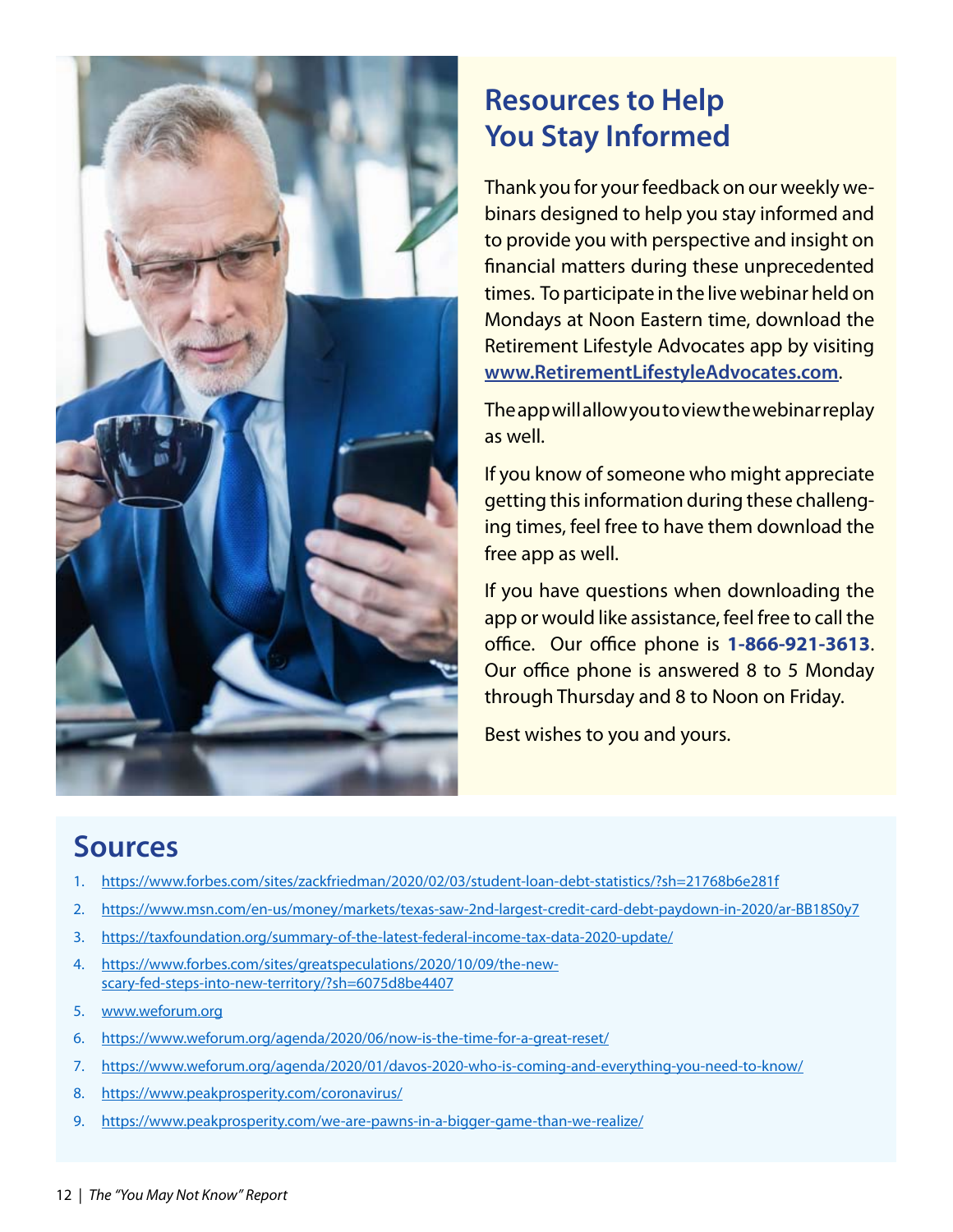## Resources to Help You Stay Informed

Thank you for your feedback on our weekly webinars designed to help you stay informed and to provide you with perspective and insight on financial matters during these unprecedented times. To participate in the live webinar held on Mondays at Noon Eastern time, download the Retirement Lifestyle Advocates app by visiting **www.RetirementLifestyleAdvocates.com**.

The app will allow you to view the webinar replay as well.

If you know of someone who might appreciate getting this information during these challenging times, feel free to have them download the free app as well.

If you have questions when downloading the app or would like assistance, feel free to call the office. Our office phone is **1-866-921-3613**. Our office phone is answered 8 to 5 Monday through Thursday and 8 to Noon on Friday.

Best wishes to you and yours.

## Sources

1. https://www.forbes.com/sites/zackfriedman/2020/02/03/student-loan-debt-statistics/?sh=21768b6e281f
2. https://www.msn.com/en-us/money/markets/texas-saw-2nd-largest-credit-card-debt-paydown-in-2020/ar-BB18S0y7
3. https://taxfoundation.org/summary-of-the-latest-federal-income-tax-data-2020-update/
4. https://www.forbes.com/sites/greatspeculations/2020/10/09/the-new-scary-fed-steps-into-new-territory/?sh=6075d8be4407
5. www.weforum.org
6. https://www.weforum.org/agenda/2020/06/now-is-the-time-for-a-great-reset/
7. https://www.weforum.org/agenda/2020/01/davos-2020-who-is-coming-and-everything-you-need-to-know/
8. https://www.peakprosperity.com/coronavirus/
9. https://www.peakprosperity.com/we-are-pawns-in-a-bigger-game-than-we-realize/